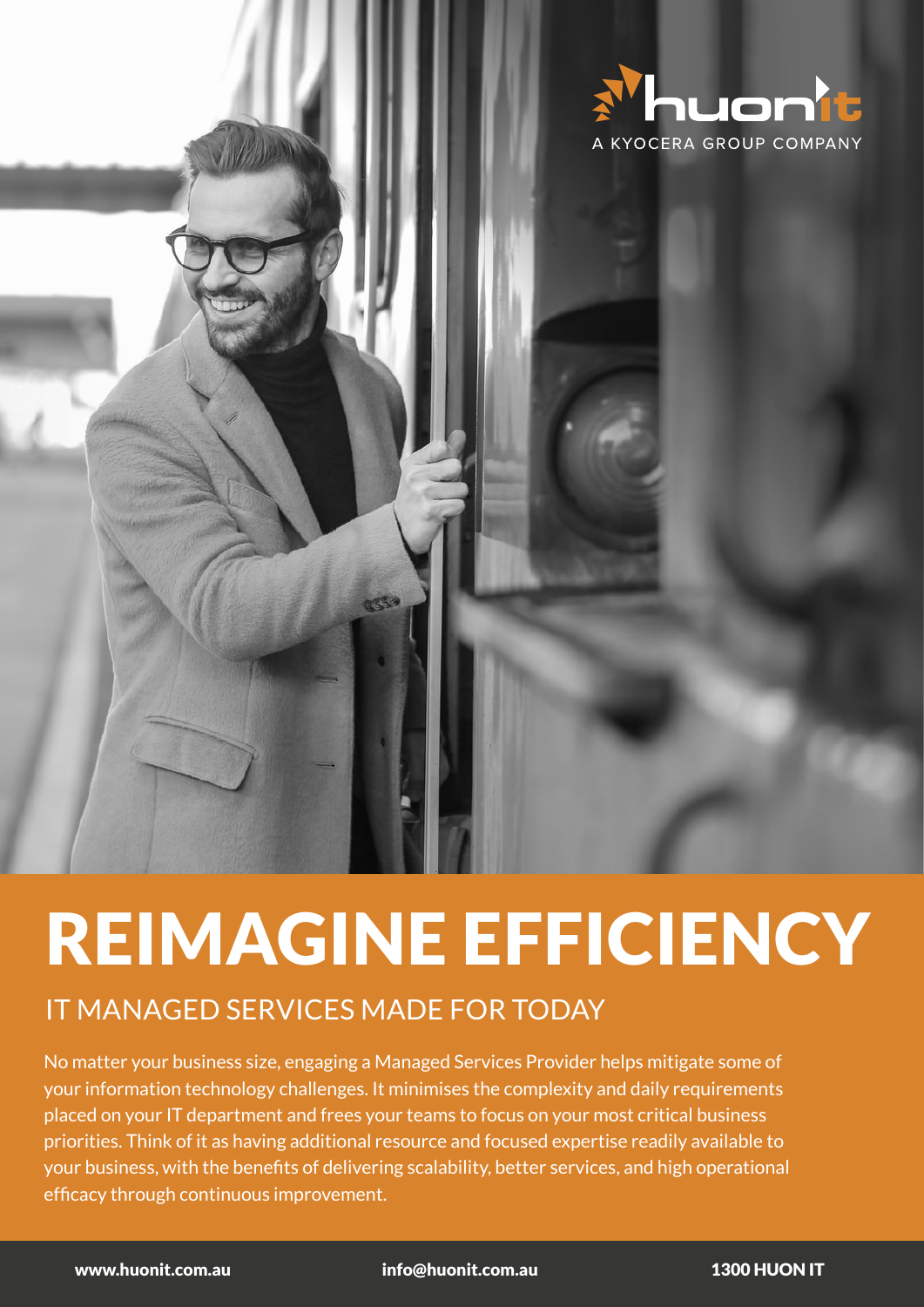huonit

A KYOCERA GROUP COMPANY

# REIMAGINE EFFICIENCY

## IT MANAGED SERVICES MADE FOR TODAY

No matter your business size, engaging a Managed Services Provider helps mitigate some of your information technology challenges. It minimises the complexity and daily requirements placed on your IT department and frees your teams to focus on your most critical business priorities. Think of it as having additional resource and focused expertise readily available to your business, with the benefits of delivering scalability, better services, and high operational efficacy through continuous improvement.

**www.huonit.com.au** **info@huonit.com.au** **1300 HUON IT**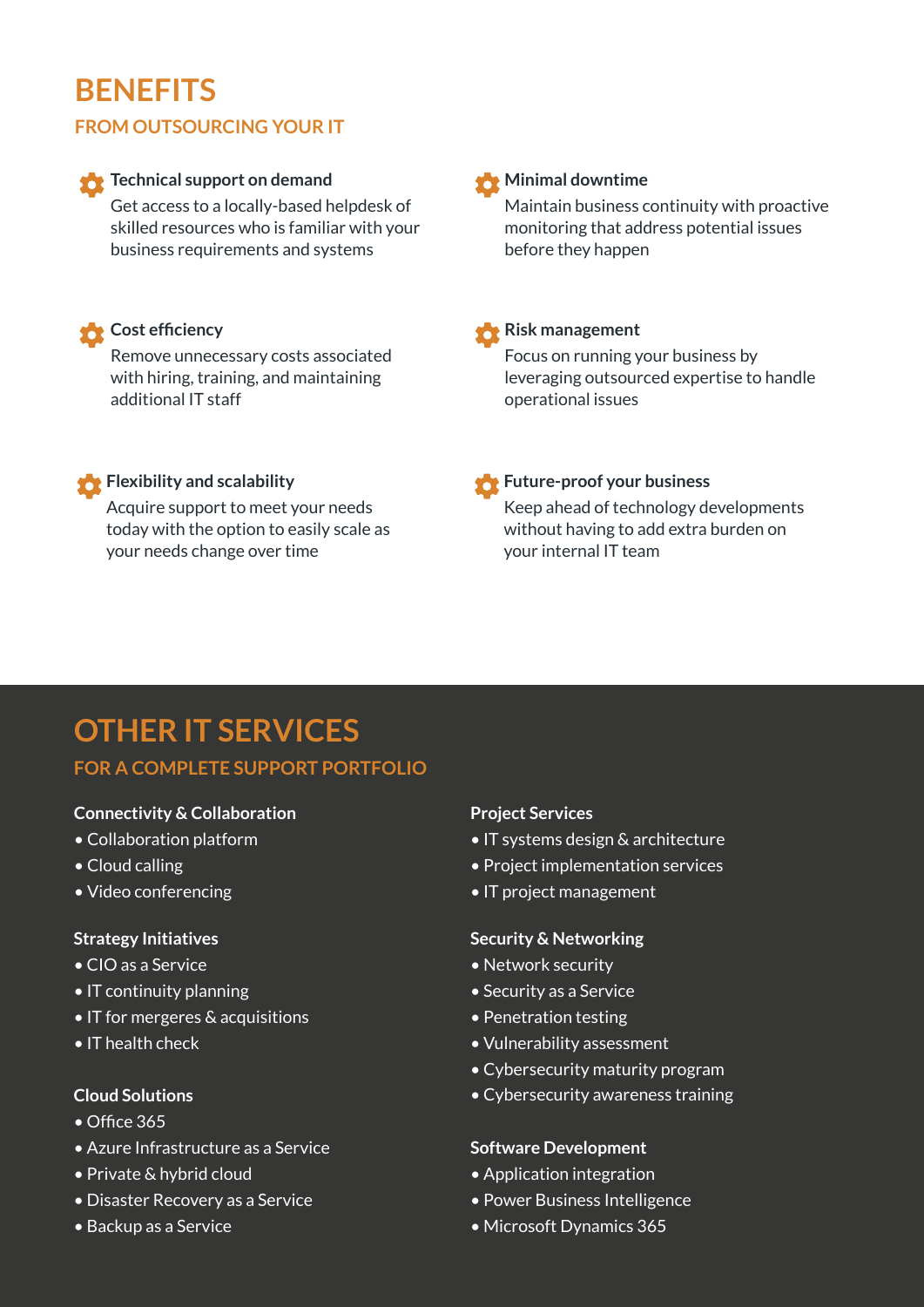# BENEFITS

## FROM OUTSOURCING YOUR IT

**Technical support on demand**
Get access to a locally-based helpdesk of skilled resources who is familiar with your business requirements and systems

**Minimal downtime**
Maintain business continuity with proactive monitoring that address potential issues before they happen

**Cost efficiency**
Remove unnecessary costs associated with hiring, training, and maintaining additional IT staff

**Risk management**
Focus on running your business by leveraging outsourced expertise to handle operational issues

**Flexibility and scalability**
Acquire support to meet your needs today with the option to easily scale as your needs change over time

**Future-proof your business**
Keep ahead of technology developments without having to add extra burden on your internal IT team

# OTHER IT SERVICES

## FOR A COMPLETE SUPPORT PORTFOLIO

**Connectivity & Collaboration**

- Collaboration platform
- Cloud calling
- Video conferencing

**Strategy Initiatives**

- CIO as a Service
- IT continuity planning
- IT for mergeres & acquisitions
- IT health check

**Cloud Solutions**

- Office 365
- Azure Infrastructure as a Service
- Private & hybrid cloud
- Disaster Recovery as a Service
- Backup as a Service

**Project Services**

- IT systems design & architecture
- Project implementation services
- IT project management

**Security & Networking**

- Network security
- Security as a Service
- Penetration testing
- Vulnerability assessment
- Cybersecurity maturity program
- Cybersecurity awareness training

**Software Development**

- Application integration
- Power Business Intelligence
- Microsoft Dynamics 365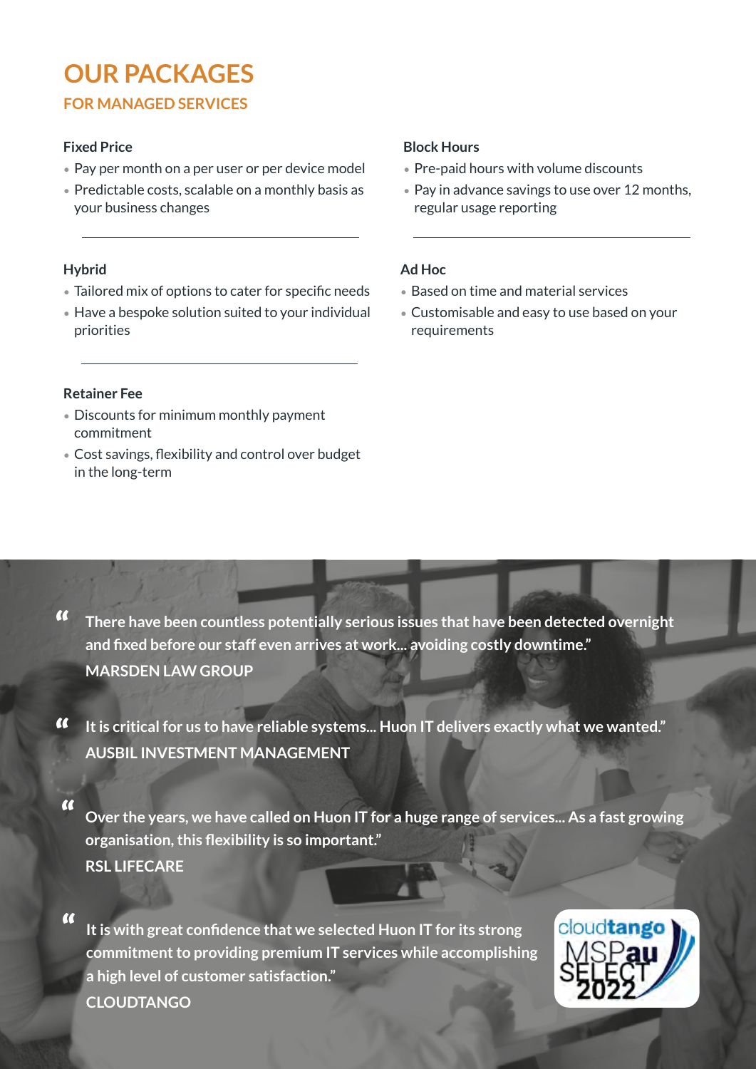# OUR PACKAGES

## FOR MANAGED SERVICES

### Fixed Price

- Pay per month on a per user or per device model
- Predictable costs, scalable on a monthly basis as your business changes

### Block Hours

- Pre-paid hours with volume discounts
- Pay in advance savings to use over 12 months, regular usage reporting

### Hybrid

- Tailored mix of options to cater for specific needs
- Have a bespoke solution suited to your individual priorities

### Ad Hoc

- Based on time and material services
- Customisable and easy to use based on your requirements

### Retainer Fee

- Discounts for minimum monthly payment commitment
- Cost savings, flexibility and control over budget in the long-term

> **“There have been countless potentially serious issues that have been detected overnight and fixed before our staff even arrives at work... avoiding costly downtime.”**
> **MARSDEN LAW GROUP**

> **“It is critical for us to have reliable systems... Huon IT delivers exactly what we wanted.”**
> **AUSBIL INVESTMENT MANAGEMENT**

> **“Over the years, we have called on Huon IT for a huge range of services... As a fast growing organisation, this flexibility is so important.”**
> **RSL LIFECARE**

> **“It is with great confidence that we selected Huon IT for its strong commitment to providing premium IT services while accomplishing a high level of customer satisfaction.”**
> **CLOUDTANGO**

cloudtango MSPau SELECT 2022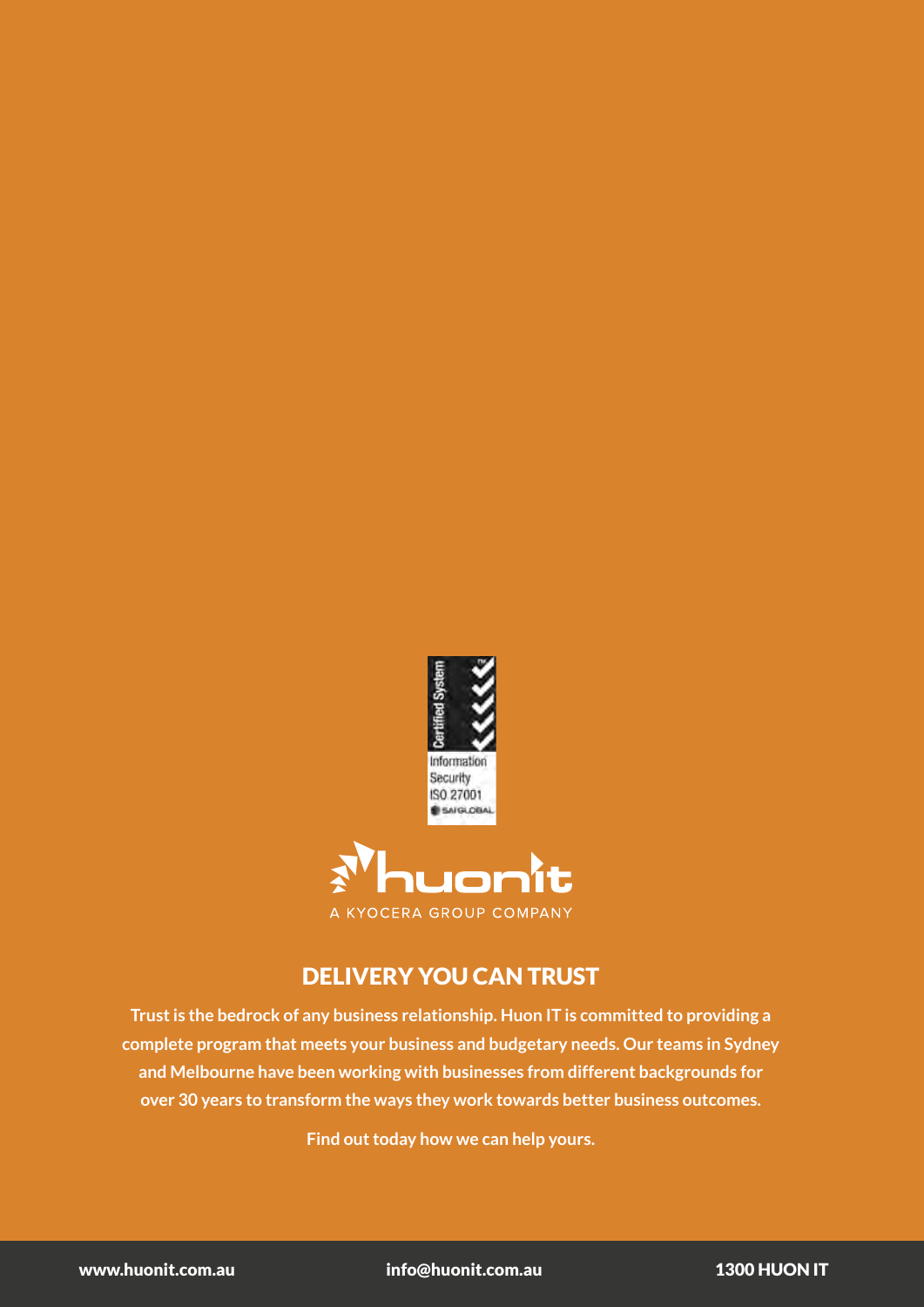Certified System

Information Security ISO 27001

SAI GLOBAL

huonit

A KYOCERA GROUP COMPANY

## DELIVERY YOU CAN TRUST

**Trust is the bedrock of any business relationship. Huon IT is committed to providing a complete program that meets your business and budgetary needs. Our teams in Sydney and Melbourne have been working with businesses from different backgrounds for over 30 years to transform the ways they work towards better business outcomes.**

**Find out today how we can help yours.**

**www.huonit.com.au** **info@huonit.com.au** **1300 HUON IT**